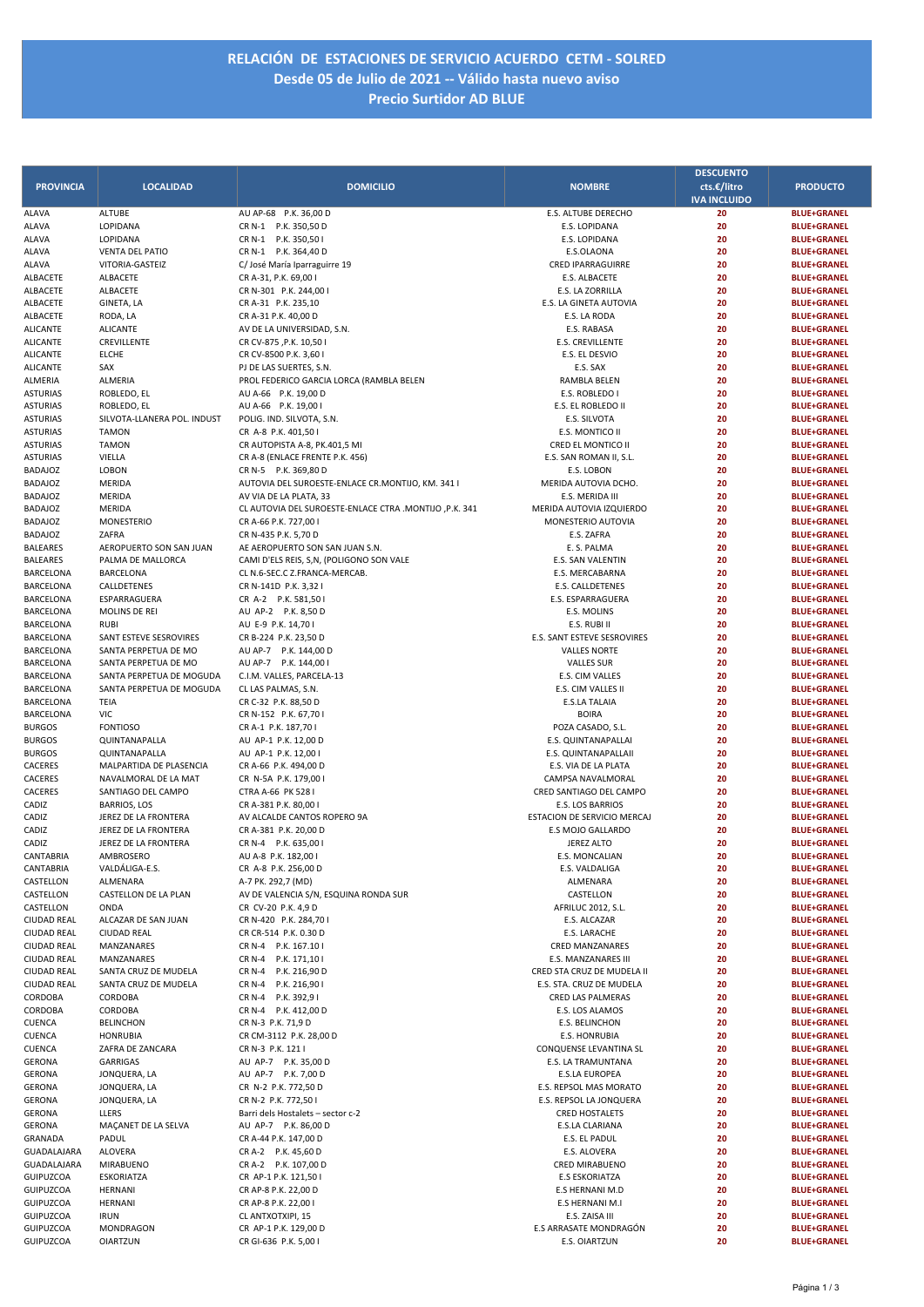# RELACIÓN DE ESTACIONES DE SERVICIO ACUERDO CETM - SOLRED
## Desde 05 de Julio de 2021 -- Válido hasta nuevo aviso
## Precio Surtidor AD BLUE

| PROVINCIA | LOCALIDAD | DOMICILIO | NOMBRE | DESCUENTO cts.€/litro IVA INCLUIDO | PRODUCTO |
|---|---|---|---|---|---|
| ALAVA | ALTUBE | AU AP-68 P.K. 36,00 D | E.S. ALTUBE DERECHO | 20 | BLUE+GRANEL |
| ALAVA | LOPIDANA | CR N-1 P.K. 350,50 D | E.S. LOPIDANA | 20 | BLUE+GRANEL |
| ALAVA | LOPIDANA | CR N-1 P.K. 350,50 I | E.S. LOPIDANA | 20 | BLUE+GRANEL |
| ALAVA | VENTA DEL PATIO | CR N-1 P.K. 364,40 D | E.S.OLAONA | 20 | BLUE+GRANEL |
| ALAVA | VITORIA-GASTEIZ | C/ José María Iparraguirre 19 | CRED IPARRAGUIRRE | 20 | BLUE+GRANEL |
| ALBACETE | ALBACETE | CR A-31, P.K. 69,00 I | E.S. ALBACETE | 20 | BLUE+GRANEL |
| ALBACETE | ALBACETE | CR N-301 P.K. 244,00 I | E.S. LA ZORRILLA | 20 | BLUE+GRANEL |
| ALBACETE | GINETA, LA | CR A-31 P.K. 235,10 | E.S. LA GINETA AUTOVIA | 20 | BLUE+GRANEL |
| ALBACETE | RODA, LA | CR A-31 P.K. 40,00 D | E.S. LA RODA | 20 | BLUE+GRANEL |
| ALICANTE | ALICANTE | AV DE LA UNIVERSIDAD, S.N. | E.S. RABASA | 20 | BLUE+GRANEL |
| ALICANTE | CREVILLENTE | CR CV-875 ,P.K. 10,50 I | E.S. CREVILLENTE | 20 | BLUE+GRANEL |
| ALICANTE | ELCHE | CR CV-8500 P.K. 3,60 I | E.S. EL DESVIO | 20 | BLUE+GRANEL |
| ALICANTE | SAX | PJ DE LAS SUERTES, S.N. | E.S. SAX | 20 | BLUE+GRANEL |
| ALMERIA | ALMERIA | PROL FEDERICO GARCIA LORCA (RAMBLA BELEN | RAMBLA BELEN | 20 | BLUE+GRANEL |
| ASTURIAS | ROBLEDO, EL | AU A-66 P.K. 19,00 D | E.S. ROBLEDO I | 20 | BLUE+GRANEL |
| ASTURIAS | ROBLEDO, EL | AU A-66 P.K. 19,00 I | E.S. EL ROBLEDO II | 20 | BLUE+GRANEL |
| ASTURIAS | SILVOTA-LLANERA POL. INDUST | POLIG. IND. SILVOTA, S.N. | E.S. SILVOTA | 20 | BLUE+GRANEL |
| ASTURIAS | TAMON | CR A-8 P.K. 401,50 I | E.S. MONTICO II | 20 | BLUE+GRANEL |
| ASTURIAS | TAMON | CR AUTOPISTA A-8, PK.401,5 MI | CRED EL MONTICO II | 20 | BLUE+GRANEL |
| ASTURIAS | VIELLA | CR A-8 (ENLACE FRENTE P.K. 456) | E.S. SAN ROMAN II, S.L. | 20 | BLUE+GRANEL |
| BADAJOZ | LOBON | CR N-5 P.K. 369,80 D | E.S. LOBON | 20 | BLUE+GRANEL |
| BADAJOZ | MERIDA | AUTOVIA DEL SUROESTE-ENLACE CR.MONTIJO, KM. 341 I | MERIDA AUTOVIA DCHO. | 20 | BLUE+GRANEL |
| BADAJOZ | MERIDA | AV VIA DE LA PLATA, 33 | E.S. MERIDA III | 20 | BLUE+GRANEL |
| BADAJOZ | MERIDA | CL AUTOVIA DEL SUROESTE-ENLACE CTRA .MONTIJO ,P.K. 341 | MERIDA AUTOVIA IZQUIERDO | 20 | BLUE+GRANEL |
| BADAJOZ | MONESTERIO | CR A-66 P.K. 727,00 I | MONESTERIO AUTOVIA | 20 | BLUE+GRANEL |
| BADAJOZ | ZAFRA | CR N-435 P.K. 5,70 D | E.S. ZAFRA | 20 | BLUE+GRANEL |
| BALEARES | AEROPUERTO SON SAN JUAN | AE AEROPUERTO SON SAN JUAN S.N. | E. S. PALMA | 20 | BLUE+GRANEL |
| BALEARES | PALMA DE MALLORCA | CAMI D'ELS REIS, S,N, (POLIGONO SON VALE | E.S. SAN VALENTIN | 20 | BLUE+GRANEL |
| BARCELONA | BARCELONA | CL N.6-SEC.C Z.FRANCA-MERCAB. | E.S. MERCABARNA | 20 | BLUE+GRANEL |
| BARCELONA | CALLDETENES | CR N-141D P.K. 3,32 I | E.S. CALLDETENES | 20 | BLUE+GRANEL |
| BARCELONA | ESPARRAGUERA | CR A-2 P.K. 581,50 I | E.S. ESPARRAGUERA | 20 | BLUE+GRANEL |
| BARCELONA | MOLINS DE REI | AU AP-2 P.K. 8,50 D | E.S. MOLINS | 20 | BLUE+GRANEL |
| BARCELONA | RUBI | AU E-9 P.K. 14,70 I | E.S. RUBI II | 20 | BLUE+GRANEL |
| BARCELONA | SANT ESTEVE SESROVIRES | CR B-224 P.K. 23,50 D | E.S. SANT ESTEVE SESROVIRES | 20 | BLUE+GRANEL |
| BARCELONA | SANTA PERPETUA DE MO | AU AP-7 P.K. 144,00 D | VALLES NORTE | 20 | BLUE+GRANEL |
| BARCELONA | SANTA PERPETUA DE MO | AU AP-7 P.K. 144,00 I | VALLES SUR | 20 | BLUE+GRANEL |
| BARCELONA | SANTA PERPETUA DE MOGUDA | C.I.M. VALLES, PARCELA-13 | E.S. CIM VALLES | 20 | BLUE+GRANEL |
| BARCELONA | SANTA PERPETUA DE MOGUDA | CL LAS PALMAS, S.N. | E.S. CIM VALLES II | 20 | BLUE+GRANEL |
| BARCELONA | TEIA | CR C-32 P.K. 88,50 D | E.S.LA TALAIA | 20 | BLUE+GRANEL |
| BARCELONA | VIC | CR N-152 P.K. 67,70 I | BOIRA | 20 | BLUE+GRANEL |
| BURGOS | FONTIOSO | CR A-1 P.K. 187,70 I | POZA CASADO, S.L. | 20 | BLUE+GRANEL |
| BURGOS | QUINTANAPALLA | AU AP-1 P.K. 12,00 D | E.S. QUINTANAPALLAI | 20 | BLUE+GRANEL |
| BURGOS | QUINTANAPALLA | AU AP-1 P.K. 12,00 I | E.S. QUINTANAPALLAII | 20 | BLUE+GRANEL |
| CACERES | MALPARTIDA DE PLASENCIA | CR A-66 P.K. 494,00 D | E.S. VIA DE LA PLATA | 20 | BLUE+GRANEL |
| CACERES | NAVALMORAL DE LA MAT | CR N-5A P.K. 179,00 I | CAMPSA NAVALMORAL | 20 | BLUE+GRANEL |
| CACERES | SANTIAGO DEL CAMPO | CTRA A-66 PK 528 I | CRED SANTIAGO DEL CAMPO | 20 | BLUE+GRANEL |
| CADIZ | BARRIOS, LOS | CR A-381 P.K. 80,00 I | E.S. LOS BARRIOS | 20 | BLUE+GRANEL |
| CADIZ | JEREZ DE LA FRONTERA | AV ALCALDE CANTOS ROPERO 9A | ESTACION DE SERVICIO MERCAJ | 20 | BLUE+GRANEL |
| CADIZ | JEREZ DE LA FRONTERA | CR A-381 P.K. 20,00 D | E.S MOJO GALLARDO | 20 | BLUE+GRANEL |
| CADIZ | JEREZ DE LA FRONTERA | CR N-4 P.K. 635,00 I | JEREZ ALTO | 20 | BLUE+GRANEL |
| CANTABRIA | AMBROSERO | AU A-8 P.K. 182,00 I | E.S. MONCALIAN | 20 | BLUE+GRANEL |
| CANTABRIA | VALDÁLIGA-E.S. | CR A-8 P.K. 256,00 D | E.S. VALDALIGA | 20 | BLUE+GRANEL |
| CASTELLON | ALMENARA | A-7 PK. 292,7 (MD) | ALMENARA | 20 | BLUE+GRANEL |
| CASTELLON | CASTELLON DE LA PLAN | AV DE VALENCIA S/N, ESQUINA RONDA SUR | CASTELLON | 20 | BLUE+GRANEL |
| CASTELLON | ONDA | CR CV-20 P.K. 4,9 D | AFRILUC 2012, S.L. | 20 | BLUE+GRANEL |
| CIUDAD REAL | ALCAZAR DE SAN JUAN | CR N-420 P.K. 284,70 I | E.S. ALCAZAR | 20 | BLUE+GRANEL |
| CIUDAD REAL | CIUDAD REAL | CR CR-514 P.K. 0.30 D | E.S. LARACHE | 20 | BLUE+GRANEL |
| CIUDAD REAL | MANZANARES | CR N-4 P.K. 167.10 I | CRED MANZANARES | 20 | BLUE+GRANEL |
| CIUDAD REAL | MANZANARES | CR N-4 P.K. 171,10 I | E.S. MANZANARES III | 20 | BLUE+GRANEL |
| CIUDAD REAL | SANTA CRUZ DE MUDELA | CR N-4 P.K. 216,90 D | CRED STA CRUZ DE MUDELA II | 20 | BLUE+GRANEL |
| CIUDAD REAL | SANTA CRUZ DE MUDELA | CR N-4 P.K. 216,90 I | E.S. STA. CRUZ DE MUDELA | 20 | BLUE+GRANEL |
| CORDOBA | CORDOBA | CR N-4 P.K. 392,9 I | CRED LAS PALMERAS | 20 | BLUE+GRANEL |
| CORDOBA | CORDOBA | CR N-4 P.K. 412,00 D | E.S. LOS ALAMOS | 20 | BLUE+GRANEL |
| CUENCA | BELINCHON | CR N-3 P.K. 71,9 D | E.S. BELINCHON | 20 | BLUE+GRANEL |
| CUENCA | HONRUBIA | CR CM-3112 P.K. 28,00 D | E.S. HONRUBIA | 20 | BLUE+GRANEL |
| CUENCA | ZAFRA DE ZANCARA | CR N-3 P.K. 121 I | CONQUENSE LEVANTINA SL | 20 | BLUE+GRANEL |
| GERONA | GARRIGAS | AU AP-7 P.K. 35,00 D | E.S. LA TRAMUNTANA | 20 | BLUE+GRANEL |
| GERONA | JONQUERA, LA | AU AP-7 P.K. 7,00 D | E.S.LA EUROPEA | 20 | BLUE+GRANEL |
| GERONA | JONQUERA, LA | CR N-2 P.K. 772,50 D | E.S. REPSOL MAS MORATO | 20 | BLUE+GRANEL |
| GERONA | JONQUERA, LA | CR N-2 P.K. 772,50 I | E.S. REPSOL LA JONQUERA | 20 | BLUE+GRANEL |
| GERONA | LLERS | Barri dels Hostalets – sector c-2 | CRED HOSTALETS | 20 | BLUE+GRANEL |
| GERONA | MAÇANET DE LA SELVA | AU AP-7 P.K. 86,00 D | E.S.LA CLARIANA | 20 | BLUE+GRANEL |
| GRANADA | PADUL | CR A-44 P.K. 147,00 D | E.S. EL PADUL | 20 | BLUE+GRANEL |
| GUADALAJARA | ALOVERA | CR A-2 P.K. 45,60 D | E.S. ALOVERA | 20 | BLUE+GRANEL |
| GUADALAJARA | MIRABUENO | CR A-2 P.K. 107,00 D | CRED MIRABUENO | 20 | BLUE+GRANEL |
| GUIPUZCOA | ESKORIATZA | CR AP-1 P.K. 121,50 I | E.S ESKORIATZA | 20 | BLUE+GRANEL |
| GUIPUZCOA | HERNANI | CR AP-8 P.K. 22,00 D | E.S HERNANI M.D | 20 | BLUE+GRANEL |
| GUIPUZCOA | HERNANI | CR AP-8 P.K. 22,00 I | E.S HERNANI M.I | 20 | BLUE+GRANEL |
| GUIPUZCOA | IRUN | CL ANTXOTXIPI, 15 | E.S. ZAISA III | 20 | BLUE+GRANEL |
| GUIPUZCOA | MONDRAGON | CR AP-1 P.K. 129,00 D | E.S ARRASATE MONDRAGÓN | 20 | BLUE+GRANEL |
| GUIPUZCOA | OIARTZUN | CR GI-636 P.K. 5,00 I | E.S. OIARTZUN | 20 | BLUE+GRANEL |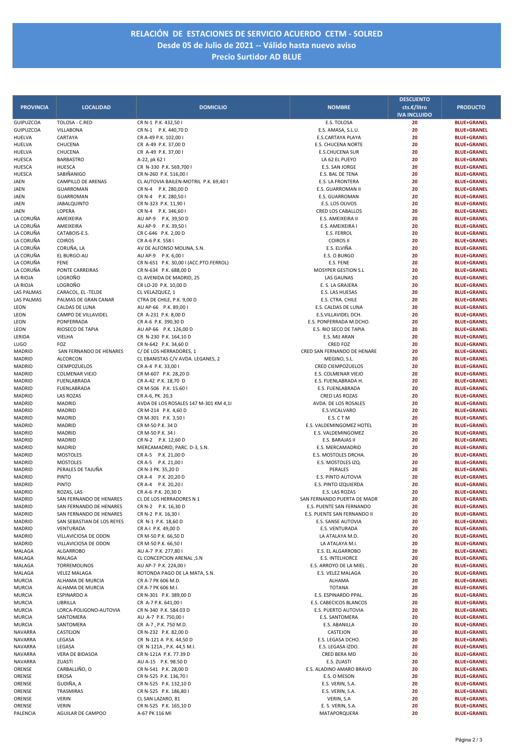# RELACIÓN DE ESTACIONES DE SERVICIO ACUERDO CETM - SOLRED
## Desde 05 de Julio de 2021 -- Válido hasta nuevo aviso
## Precio Surtidor AD BLUE

| PROVINCIA | LOCALIDAD | DOMICILIO | NOMBRE | DESCUENTO cts.€/litro IVA INCLUIDO | PRODUCTO |
|---|---|---|---|---|---|
| GUIPUZCOA | TOLOSA - C.RED | CR N-1 P.K. 432,50 I | E.S. TOLOSA | 20 | BLUE+GRANEL |
| GUIPUZCOA | VILLABONA | CR N-1 P.K. 440,70 D | E.S. AMASA, S.L.U. | 20 | BLUE+GRANEL |
| HUELVA | CARTAYA | CR A-49 P.K. 102,00 I | E.S.CARTAYA PLAYA | 20 | BLUE+GRANEL |
| HUELVA | CHUCENA | CR A-49 P.K. 37,00 D | E.S. CHUCENA NORTE | 20 | BLUE+GRANEL |
| HUELVA | CHUCENA | CR A-49 P.K. 37,00 I | E.S.CHUCENA SUR | 20 | BLUE+GRANEL |
| HUESCA | BARBASTRO | A-22, pk 62 I | LA 62 EL PUEYO | 20 | BLUE+GRANEL |
| HUESCA | HUESCA | CR N-330 P.K. 569,700 I | E.S. SAN JORGE | 20 | BLUE+GRANEL |
| HUESCA | SABIÑANIGO | CR N-260 P.K. 516,00 I | E.S. BAL DE TENA | 20 | BLUE+GRANEL |
| JAEN | CAMPILLO DE ARENAS | CL AUTOVIA BAILEN-MOTRIL P.K. 69,40 I | E.S. LA FRONTERA | 20 | BLUE+GRANEL |
| JAEN | GUARROMAN | CR N-4 P.K. 280,00 D | E.S. GUARROMAN II | 20 | BLUE+GRANEL |
| JAEN | GUARROMAN | CR N-4 P.K. 280,50 I | E.S. GUARROMAN | 20 | BLUE+GRANEL |
| JAEN | JABALQUINTO | CR N-323 P.K. 11,90 I | E.S. LOS OLIVOS | 20 | BLUE+GRANEL |
| JAEN | LOPERA | CR N-4 P.K. 346,60 I | CRED LOS CABALLOS | 20 | BLUE+GRANEL |
| LA CORUÑA | AMEIXEIRA | AU AP-9 P.K. 39,50 D | E.S. AMEIXEIRA II | 20 | BLUE+GRANEL |
| LA CORUÑA | AMEIXEIRA | AU AP-9 P.K. 39,50 I | E.S. AMEIXEIRA I | 20 | BLUE+GRANEL |
| LA CORUÑA | CATABOIS-E.S. | CR C-646 P.K. 2,00 D | E.S. FERROL | 20 | BLUE+GRANEL |
| LA CORUÑA | COIROS | CR A-6 P.K. 558 I | COIROS II | 20 | BLUE+GRANEL |
| LA CORUÑA | CORUÑA, LA | AV DE ALFONSO MOLINA, S.N. | E.S. ELVIÑA | 20 | BLUE+GRANEL |
| LA CORUÑA | EL BURGO-AU | AU AP-9 P.K. 6,00 I | E.S. O BURGO | 20 | BLUE+GRANEL |
| LA CORUÑA | FENE | CR N-651 P.K. 30,00 I (ACC.PTO.FERROL) | E.S. FENE | 20 | BLUE+GRANEL |
| LA CORUÑA | PONTE CARREIRAS | CR N-634 P.K. 688,00 D | MOSYPER GESTION S.L | 20 | BLUE+GRANEL |
| LA RIOJA | LOGROÑO | CL AVENIDA DE MADRID, 25 | LAS GAUNAS | 20 | BLUE+GRANEL |
| LA RIOJA | LOGROÑO | CR LO-20 P.K. 10,00 D | E. S. LA GRAJERA | 20 | BLUE+GRANEL |
| LAS PALMAS | CARACOL, EL -TELDE | CL VELAZQUEZ, 1 | E.S. LAS HUESAS | 20 | BLUE+GRANEL |
| LAS PALMAS | PALMAS DE GRAN CANAR | CTRA DE CHILE, P.K. 9,00 D | E.S. CTRA. CHILE | 20 | BLUE+GRANEL |
| LEON | CALDAS DE LUNA | AU AP-66 P.K. 89,00 I | E.S. CALDAS DE LUNA | 20 | BLUE+GRANEL |
| LEON | CAMPO DE VILLAVIDEL | CR A-231 P.K. 8,00 D | E.S.VILLAVIDEL DCH. | 20 | BLUE+GRANEL |
| LEON | PONFERRADA | CR A-6 P.K. 390,30 D | E.S. PONFERRADA M.DCHO. | 20 | BLUE+GRANEL |
| LEON | RIOSECO DE TAPIA | AU AP-66 P.K. 126,00 D | E.S. RIO SECO DE TAPIA | 20 | BLUE+GRANEL |
| LERIDA | VIELHA | CR N-230 P.K. 164,10 D | E.S. MIJ ARAN | 20 | BLUE+GRANEL |
| LUGO | FOZ | CR N-642 P.K. 34,60 D | CRED FOZ | 20 | BLUE+GRANEL |
| MADRID | SAN FERNANDO DE HENARES | C/ DE LOS HERRADORES, 1 | CRED SAN FERNANDO DE HENARE | 20 | BLUE+GRANEL |
| MADRID | ALCORCON | CL EBANISTAS C/V AVDA. LEGANES, 2 | MEGINO, S.L. | 20 | BLUE+GRANEL |
| MADRID | CIEMPOZUELOS | CR A-4 P.K. 33,00 I | CRED CIEMPOZUELOS | 20 | BLUE+GRANEL |
| MADRID | COLMENAR VIEJO | CR M-607 P.K. 28,20 D | E.S. COLMENAR VIEJO | 20 | BLUE+GRANEL |
| MADRID | FUENLABRADA | CR A-42 P.K. 18,70 D | E.S. FUENLABRADA H. | 20 | BLUE+GRANEL |
| MADRID | FUENLABRADA | CR M-506 P.K. 15.60 I | E.S. FUENLABRADA | 20 | BLUE+GRANEL |
| MADRID | LAS ROZAS | CR A-6, PK. 20,3 | CRED LAS ROZAS | 20 | BLUE+GRANEL |
| MADRID | MADRID | AVDA DE LOS ROSALES 147 M-301 KM 4,1I | AVDA. DE LOS ROSALES | 20 | BLUE+GRANEL |
| MADRID | MADRID | CR M-214 P.K. 4,60 D | E.S.VICALVARO | 20 | BLUE+GRANEL |
| MADRID | MADRID | CR M-301 P.K. 3,50 I | E.S. C T M | 20 | BLUE+GRANEL |
| MADRID | MADRID | CR M-50 P.K. 34 D | E.S. VALDEMINGOMEZ HOTEL | 20 | BLUE+GRANEL |
| MADRID | MADRID | CR M-50 P.K. 34 I | E.S. VALDEMINGOMEZ | 20 | BLUE+GRANEL |
| MADRID | MADRID | CR N-2 P.K. 12,60 D | E.S. BARAJAS II | 20 | BLUE+GRANEL |
| MADRID | MADRID | MERCAMADRID, PARC. D-3, S.N. | E.S. MERCAMADRID | 20 | BLUE+GRANEL |
| MADRID | MOSTOLES | CR A-5 P.K. 21,00 D | E.S. MOSTOLES DRCHA. | 20 | BLUE+GRANEL |
| MADRID | MOSTOLES | CR A-5 P.K. 21,00 I | E.S. MOSTOLES IZQ. | 20 | BLUE+GRANEL |
| MADRID | PERALES DE TAJUÑA | CR N-3 PK. 35,20 D | PERALES | 20 | BLUE+GRANEL |
| MADRID | PINTO | CR A-4 P.K. 20,20 D | E.S. PINTO AUTOVIA | 20 | BLUE+GRANEL |
| MADRID | PINTO | CR A-4 P.K. 20,20 I | E.S. PINTO IZQUIERDA | 20 | BLUE+GRANEL |
| MADRID | ROZAS, LAS | CR A-6 P.K. 20,30 D | E.S. LAS ROZAS | 20 | BLUE+GRANEL |
| MADRID | SAN FERNANDO DE HENARES | CL DE LOS HERRADORES N 1 | SAN FERNANDO PUERTA DE MADR | 20 | BLUE+GRANEL |
| MADRID | SAN FERNANDO DE HENARES | CR N-2 P.K. 16,30 D | E.S. PUENTE SAN FERNANDO | 20 | BLUE+GRANEL |
| MADRID | SAN FERNANDO DE HENARES | CR N-2 P.K. 16,30 I | E.S. PUENTE SAN FERNANDO II | 20 | BLUE+GRANEL |
| MADRID | SAN SEBASTIAN DE LOS REYES | CR N-1 P.K. 18,60 D | E.S. SANSE AUTOVIA | 20 | BLUE+GRANEL |
| MADRID | VENTURADA | CR A-I P.K. 49,00 D | E.S. VENTURADA | 20 | BLUE+GRANEL |
| MADRID | VILLAVICIOSA DE ODON | CR M-50 P.K. 66,50 D | LA ATALAYA M.D. | 20 | BLUE+GRANEL |
| MADRID | VILLAVICIOSA DE ODON | CR M-50 P.K. 66,50 I | LA ATALAYA M.I. | 20 | BLUE+GRANEL |
| MALAGA | ALGARROBO | AU A-7 P.K. 277,80 I | E.S. EL ALGARROBO | 20 | BLUE+GRANEL |
| MALAGA | MALAGA | CL CONCEPCION ARENAL ,S.N | E.S. INTELHORCE | 20 | BLUE+GRANEL |
| MALAGA | TORREMOLINOS | AU AP-7 P.K. 224,00 I | E.S. ARROYO DE LA MIEL . | 20 | BLUE+GRANEL |
| MALAGA | VELEZ MALAGA | ROTONDA PAGO DE LA MATA, S.N. | E.S. VELEZ MALAGA | 20 | BLUE+GRANEL |
| MURCIA | ALHAMA DE MURCIA | CR A-7 PK 606 M.D. | ALHAMA | 20 | BLUE+GRANEL |
| MURCIA | ALHAMA DE MURCIA | CR A-7 PK 606 M.I. | TOTANA | 20 | BLUE+GRANEL |
| MURCIA | ESPINARDO A | CR N-301 P.K. 389,00 D | E.S. ESPINARDO PPAL. | 20 | BLUE+GRANEL |
| MURCIA | LIBRILLA | CR A-7 P.K. 641,00 I | E.S. CABECICOS BLANCOS | 20 | BLUE+GRANEL |
| MURCIA | LORCA-POLIGONO-AUTOVIA | CR N-340 P.K. 584.03 D | E.S. PUERTO AUTOVIA | 20 | BLUE+GRANEL |
| MURCIA | SANTOMERA | AU A-7 P.K. 750,00 I | E.S. SANTOMERA | 20 | BLUE+GRANEL |
| MURCIA | SANTOMERA | CR A-7 , P.K. 750 M.D. | E.S. ABANILLA | 20 | BLUE+GRANEL |
| NAVARRA | CASTEJON | CR N-232 P.K. 82,00 D | CASTEJON | 20 | BLUE+GRANEL |
| NAVARRA | LEGASA | CR N-121 A P.K. 44,50 D | E.S. LEGASA DCHO. | 20 | BLUE+GRANEL |
| NAVARRA | LEGASA | CR N-121A , P.K. 44,5 M.I. | E.S. LEGASA IZDO. | 20 | BLUE+GRANEL |
| NAVARRA | VERA DE BIDASOA | CR N-121A P.K. 77.39 D | CRED BERA MD | 20 | BLUE+GRANEL |
| NAVARRA | ZUASTI | AU A-15 P.K. 98.50 D | E.S. ZUASTI | 20 | BLUE+GRANEL |
| ORENSE | CARBALLIÑO, O | CR N-541 P.K. 28,00 D | E.S. ALADINO AMARO BRAVO | 20 | BLUE+GRANEL |
| ORENSE | EROSA | CR N-525 P.K. 136,70 I | E.S. O MESON | 20 | BLUE+GRANEL |
| ORENSE | GUDIÑA, A | CR N-525 P.K. 132,10 D | E.S. VERIN, S.A. | 20 | BLUE+GRANEL |
| ORENSE | TRASMIRAS | CR N-525 P.K. 186,80 I | E.S. VERIN, S.A. | 20 | BLUE+GRANEL |
| ORENSE | VERIN | CL SAN LAZARO, 81 | VERIN, S.A | 20 | BLUE+GRANEL |
| ORENSE | VERIN | CR N-525 P.K. 165,10 D | E. S. VERIN, S.A. | 20 | BLUE+GRANEL |
| PALENCIA | AGUILAR DE CAMPOO | A-67 PK 116 MI | MATAPORQUERA | 20 | BLUE+GRANEL |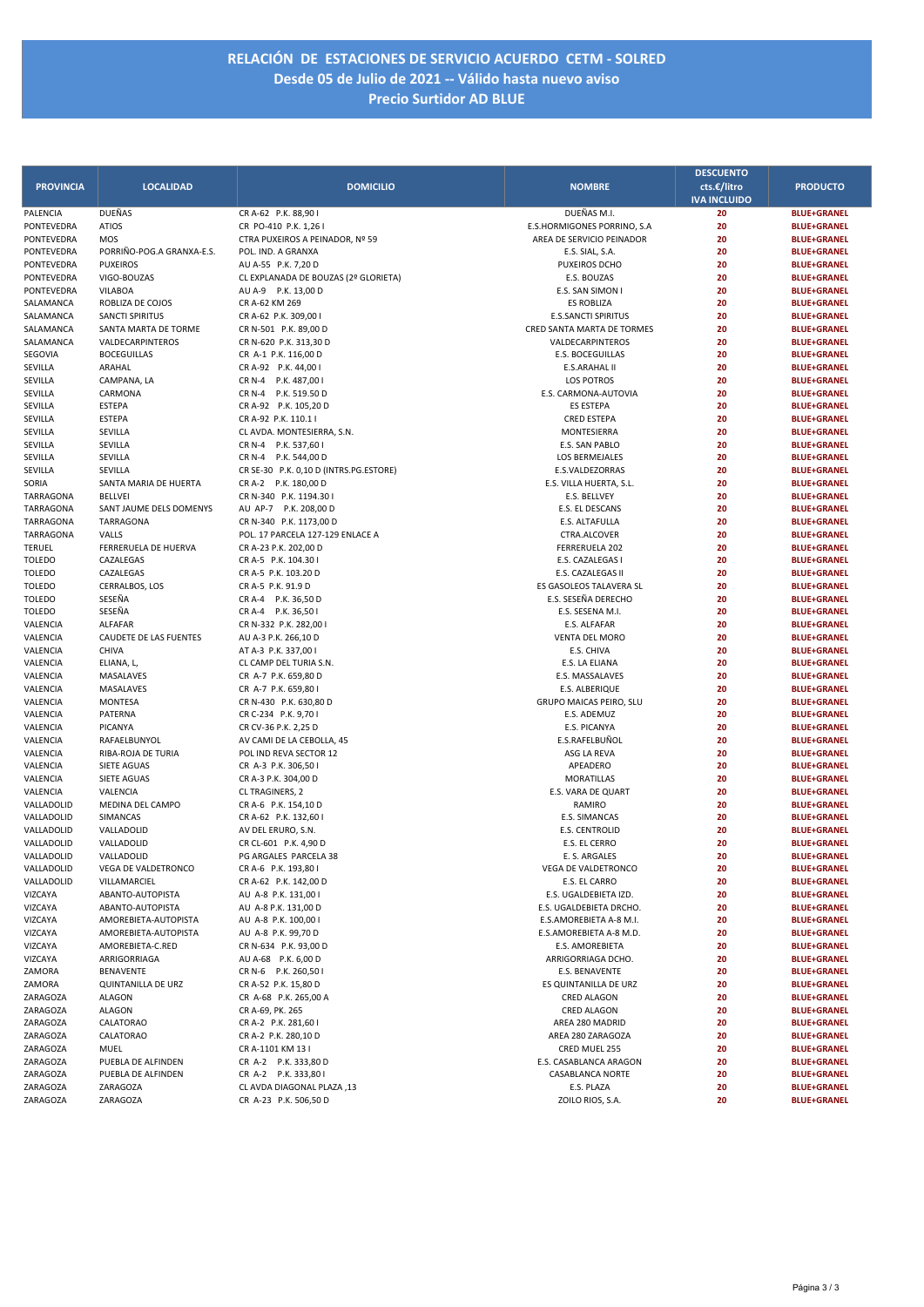# RELACIÓN DE ESTACIONES DE SERVICIO ACUERDO CETM - SOLRED
## Desde 05 de Julio de 2021 -- Válido hasta nuevo aviso
## Precio Surtidor AD BLUE

| PROVINCIA | LOCALIDAD | DOMICILIO | NOMBRE | DESCUENTO cts.€/litro IVA INCLUIDO | PRODUCTO |
|---|---|---|---|---|---|
| PALENCIA | DUEÑAS | CR A-62 P.K. 88,90 I | DUEÑAS M.I. | 20 | BLUE+GRANEL |
| PONTEVEDRA | ATIOS | CR PO-410 P.K. 1,26 I | E.S.HORMIGONES PORRINO, S.A | 20 | BLUE+GRANEL |
| PONTEVEDRA | MOS | CTRA PUXEIROS A PEINADOR, Nº 59 | AREA DE SERVICIO PEINADOR | 20 | BLUE+GRANEL |
| PONTEVEDRA | PORRIÑO-POG.A GRANXA-E.S. | POL. IND. A GRANXA | E.S. SIAL, S.A. | 20 | BLUE+GRANEL |
| PONTEVEDRA | PUXEIROS | AU A-55 P.K. 7,20 D | PUXEIROS DCHO | 20 | BLUE+GRANEL |
| PONTEVEDRA | VIGO-BOUZAS | CL EXPLANADA DE BOUZAS (2º GLORIETA) | E.S. BOUZAS | 20 | BLUE+GRANEL |
| PONTEVEDRA | VILABOA | AU A-9 P.K. 13,00 D | E.S. SAN SIMON I | 20 | BLUE+GRANEL |
| SALAMANCA | ROBLIZA DE COJOS | CR A-62 KM 269 | ES ROBLIZA | 20 | BLUE+GRANEL |
| SALAMANCA | SANCTI SPIRITUS | CR A-62 P.K. 309,00 I | E.S.SANCTI SPIRITUS | 20 | BLUE+GRANEL |
| SALAMANCA | SANTA MARTA DE TORME | CR N-501 P.K. 89,00 D | CRED SANTA MARTA DE TORMES | 20 | BLUE+GRANEL |
| SALAMANCA | VALDECARPINTEROS | CR N-620 P.K. 313,30 D | VALDECARPINTEROS | 20 | BLUE+GRANEL |
| SEGOVIA | BOCEGUILLAS | CR A-1 P.K. 116,00 D | E.S. BOCEGUILLAS | 20 | BLUE+GRANEL |
| SEVILLA | ARAHAL | CR A-92 P.K. 44,00 I | E.S.ARAHAL II | 20 | BLUE+GRANEL |
| SEVILLA | CAMPANA, LA | CR N-4 P.K. 487,00 I | LOS POTROS | 20 | BLUE+GRANEL |
| SEVILLA | CARMONA | CR N-4 P.K. 519.50 D | E.S. CARMONA-AUTOVIA | 20 | BLUE+GRANEL |
| SEVILLA | ESTEPA | CR A-92 P.K. 105,20 D | ES ESTEPA | 20 | BLUE+GRANEL |
| SEVILLA | ESTEPA | CR A-92 P.K. 110.1 I | CRED ESTEPA | 20 | BLUE+GRANEL |
| SEVILLA | SEVILLA | CL AVDA. MONTESIERRA, S.N. | MONTESIERRA | 20 | BLUE+GRANEL |
| SEVILLA | SEVILLA | CR N-4 P.K. 537,60 I | E.S. SAN PABLO | 20 | BLUE+GRANEL |
| SEVILLA | SEVILLA | CR N-4 P.K. 544,00 D | LOS BERMEJALES | 20 | BLUE+GRANEL |
| SEVILLA | SEVILLA | CR SE-30 P.K. 0,10 D (INTRS.PG.ESTORE) | E.S.VALDEZORRAS | 20 | BLUE+GRANEL |
| SORIA | SANTA MARIA DE HUERTA | CR A-2 P.K. 180,00 D | E.S. VILLA HUERTA, S.L. | 20 | BLUE+GRANEL |
| TARRAGONA | BELLVEI | CR N-340 P.K. 1194.30 I | E.S. BELLVEY | 20 | BLUE+GRANEL |
| TARRAGONA | SANT JAUME DELS DOMENYS | AU AP-7 P.K. 208,00 D | E.S. EL DESCANS | 20 | BLUE+GRANEL |
| TARRAGONA | TARRAGONA | CR N-340 P.K. 1173,00 D | E.S. ALTAFULLA | 20 | BLUE+GRANEL |
| TARRAGONA | VALLS | POL. 17 PARCELA 127-129 ENLACE A | CTRA.ALCOVER | 20 | BLUE+GRANEL |
| TERUEL | FERRERUELA DE HUERVA | CR A-23 P.K. 202,00 D | FERRERUELA 202 | 20 | BLUE+GRANEL |
| TOLEDO | CAZALEGAS | CR A-5 P.K. 104.30 I | E.S. CAZALEGAS I | 20 | BLUE+GRANEL |
| TOLEDO | CAZALEGAS | CR A-5 P.K. 103.20 D | E.S. CAZALEGAS II | 20 | BLUE+GRANEL |
| TOLEDO | CERRALBOS, LOS | CR A-5 P.K. 91.9 D | ES GASOLEOS TALAVERA SL | 20 | BLUE+GRANEL |
| TOLEDO | SESEÑA | CR A-4 P.K. 36,50 D | E.S. SESEÑA DERECHO | 20 | BLUE+GRANEL |
| TOLEDO | SESEÑA | CR A-4 P.K. 36,50 I | E.S. SESENA M.I. | 20 | BLUE+GRANEL |
| VALENCIA | ALFAFAR | CR N-332 P.K. 282,00 I | E.S. ALFAFAR | 20 | BLUE+GRANEL |
| VALENCIA | CAUDETE DE LAS FUENTES | AU A-3 P.K. 266,10 D | VENTA DEL MORO | 20 | BLUE+GRANEL |
| VALENCIA | CHIVA | AT A-3 P.K. 337,00 I | E.S. CHIVA | 20 | BLUE+GRANEL |
| VALENCIA | ELIANA, L, | CL CAMP DEL TURIA S.N. | E.S. LA ELIANA | 20 | BLUE+GRANEL |
| VALENCIA | MASALAVES | CR A-7 P.K. 659,80 D | E.S. MASSALAVES | 20 | BLUE+GRANEL |
| VALENCIA | MASALAVES | CR A-7 P.K. 659,80 I | E.S. ALBERIQUE | 20 | BLUE+GRANEL |
| VALENCIA | MONTESA | CR N-430 P.K. 630,80 D | GRUPO MAICAS PEIRO, SLU | 20 | BLUE+GRANEL |
| VALENCIA | PATERNA | CR C-234 P.K. 9,70 I | E.S. ADEMUZ | 20 | BLUE+GRANEL |
| VALENCIA | PICANYA | CR CV-36 P.K. 2,25 D | E.S. PICANYA | 20 | BLUE+GRANEL |
| VALENCIA | RAFAELBUNYOL | AV CAMI DE LA CEBOLLA, 45 | E.S.RAFELBUÑOL | 20 | BLUE+GRANEL |
| VALENCIA | RIBA-ROJA DE TURIA | POL IND REVA SECTOR 12 | ASG LA REVA | 20 | BLUE+GRANEL |
| VALENCIA | SIETE AGUAS | CR A-3 P.K. 306,50 I | APEADERO | 20 | BLUE+GRANEL |
| VALENCIA | SIETE AGUAS | CR A-3 P.K. 304,00 D | MORATILLAS | 20 | BLUE+GRANEL |
| VALENCIA | VALENCIA | CL TRAGINERS, 2 | E.S. VARA DE QUART | 20 | BLUE+GRANEL |
| VALLADOLID | MEDINA DEL CAMPO | CR A-6 P.K. 154,10 D | RAMIRO | 20 | BLUE+GRANEL |
| VALLADOLID | SIMANCAS | CR A-62 P.K. 132,60 I | E.S. SIMANCAS | 20 | BLUE+GRANEL |
| VALLADOLID | VALLADOLID | AV DEL ERURO, S.N. | E.S. CENTROLID | 20 | BLUE+GRANEL |
| VALLADOLID | VALLADOLID | CR CL-601 P.K. 4,90 D | E.S. EL CERRO | 20 | BLUE+GRANEL |
| VALLADOLID | VALLADOLID | PG ARGALES PARCELA 38 | E. S. ARGALES | 20 | BLUE+GRANEL |
| VALLADOLID | VEGA DE VALDETRONCO | CR A-6 P.K. 193,80 I | VEGA DE VALDETRONCO | 20 | BLUE+GRANEL |
| VALLADOLID | VILLAMARCIEL | CR A-62 P.K. 142,00 D | E.S. EL CARRO | 20 | BLUE+GRANEL |
| VIZCAYA | ABANTO-AUTOPISTA | AU A-8 P.K. 131,00 I | E.S. UGALDEBIETA IZD. | 20 | BLUE+GRANEL |
| VIZCAYA | ABANTO-AUTOPISTA | AU A-8 P.K. 131,00 D | E.S. UGALDEBIETA DRCHO. | 20 | BLUE+GRANEL |
| VIZCAYA | AMOREBIETA-AUTOPISTA | AU A-8 P.K. 100,00 I | E.S.AMOREBIETA A-8 M.I. | 20 | BLUE+GRANEL |
| VIZCAYA | AMOREBIETA-AUTOPISTA | AU A-8 P.K. 99,70 D | E.S.AMOREBIETA A-8 M.D. | 20 | BLUE+GRANEL |
| VIZCAYA | AMOREBIETA-C.RED | CR N-634 P.K. 93,00 D | E.S. AMOREBIETA | 20 | BLUE+GRANEL |
| VIZCAYA | ARRIGORRIAGA | AU A-68 P.K. 6,00 D | ARRIGORRIAGA DCHO. | 20 | BLUE+GRANEL |
| ZAMORA | BENAVENTE | CR N-6 P.K. 260,50 I | E.S. BENAVENTE | 20 | BLUE+GRANEL |
| ZAMORA | QUINTANILLA DE URZ | CR A-52 P.K. 15,80 D | ES QUINTANILLA DE URZ | 20 | BLUE+GRANEL |
| ZARAGOZA | ALAGON | CR A-68 P.K. 265,00 A | CRED ALAGON | 20 | BLUE+GRANEL |
| ZARAGOZA | ALAGON | CR A-69, PK. 265 | CRED ALAGON | 20 | BLUE+GRANEL |
| ZARAGOZA | CALATORAO | CR A-2 P.K. 281,60 I | AREA 280 MADRID | 20 | BLUE+GRANEL |
| ZARAGOZA | CALATORAO | CR A-2 P.K. 280,10 D | AREA 280 ZARAGOZA | 20 | BLUE+GRANEL |
| ZARAGOZA | MUEL | CR A-1101 KM 13 I | CRED MUEL 255 | 20 | BLUE+GRANEL |
| ZARAGOZA | PUEBLA DE ALFINDEN | CR A-2 P.K. 333,80 D | E.S. CASABLANCA ARAGON | 20 | BLUE+GRANEL |
| ZARAGOZA | PUEBLA DE ALFINDEN | CR A-2 P.K. 333,80 I | CASABLANCA NORTE | 20 | BLUE+GRANEL |
| ZARAGOZA | ZARAGOZA | CL AVDA DIAGONAL PLAZA ,13 | E.S. PLAZA | 20 | BLUE+GRANEL |
| ZARAGOZA | ZARAGOZA | CR A-23 P.K. 506,50 D | ZOILO RIOS, S.A. | 20 | BLUE+GRANEL |